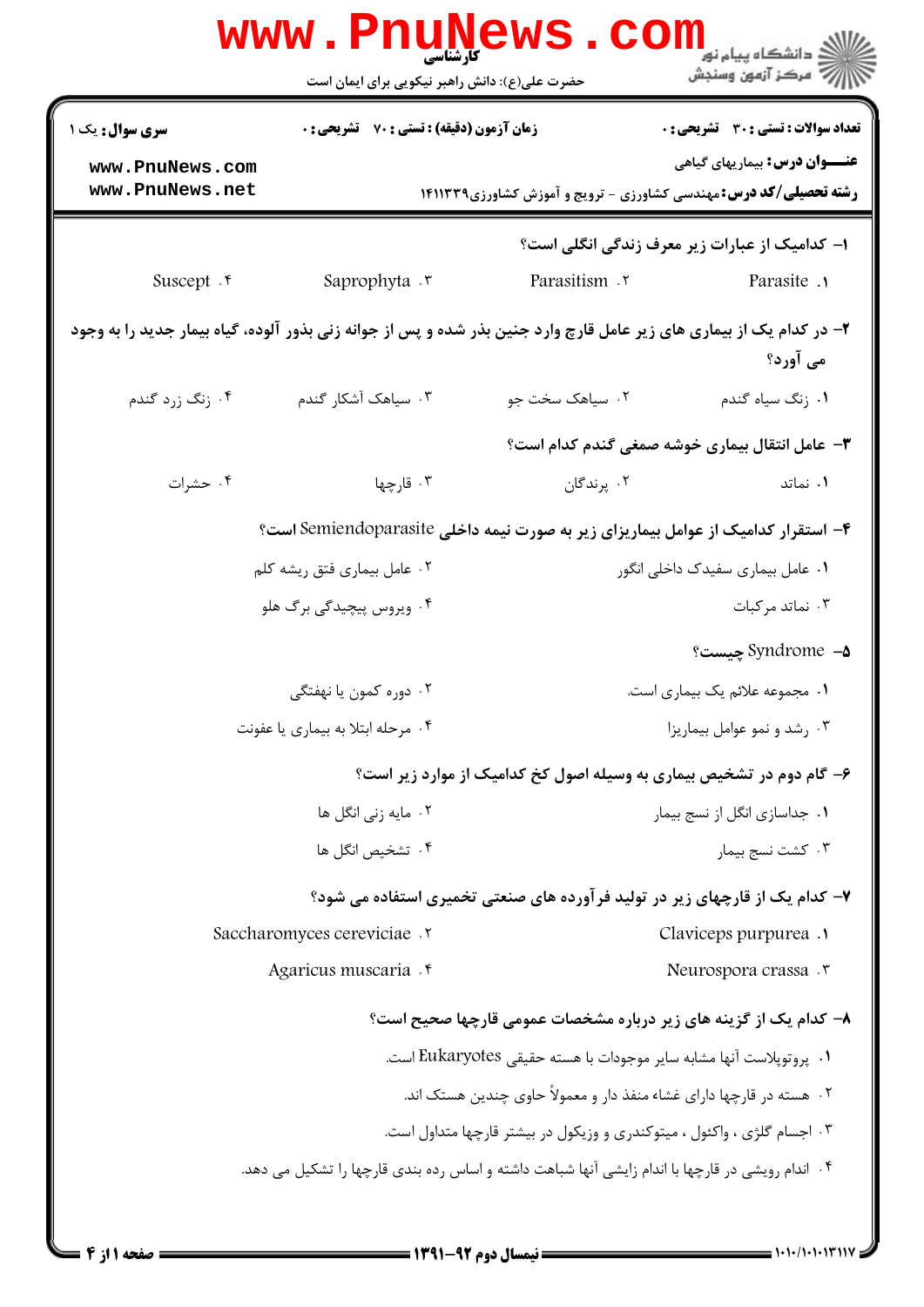کارشناسی

حضرت علی(ع): دانش راهبر نیکویی برای ایمان است

**سری سوال:** یک ۱

**زمان آزمون (دقیقه) : تستی : ۷۰ تشریحی : ۰**

**تعداد سوالات : تستی : ۳۰ تشریحی : ۰**

**عنـــوان درس:** بیماریهای گیاهی

**رشته تحصیلی/کد درس:** مهندسی کشاورزی - ترویج و آموزش کشاورزی۱۴۱۱۳۳۹

۱- کدامیک از عبارات زیر معرف زندگی انگلی است؟

۱. Parasite
۲. Parasitism
۳. Saprophyta
۴. Suscept

۲- در کدام یک از بیماری های زیر عامل قارچ وارد جنین بذر شده و پس از جوانه زنی بذور آلوده، گیاه بیمار جدید را به وجود می آورد؟

۱. زنگ سیاه گندم
۲. سیاهک سخت جو
۳. سیاهک آشکار گندم
۴. زنگ زرد گندم

۳- عامل انتقال بیماری خوشه صمغی گندم کدام است؟

۱. نماتد
۲. پرندگان
۳. قارچها
۴. حشرات

۴- استقرار کدامیک از عوامل بیماریزای زیر به صورت نیمه داخلی Semiendoparasite است؟

۱. عامل بیماری سفیدک داخلی انگور
۲. عامل بیماری فتق ریشه کلم
۳. نماتد مرکبات
۴. ویروس پیچیدگی برگ هلو

۵- Syndrome چیست؟

۱. مجموعه علائم یک بیماری است.
۲. دوره کمون یا نهفتگی
۳. رشد و نمو عوامل بیماریزا
۴. مرحله ابتلا به بیماری یا عفونت

۶- گام دوم در تشخیص بیماری به وسیله اصول کخ کدامیک از موارد زیر است؟

۱. جداسازی انگل از نسج بیمار
۲. مایه زنی انگل ها
۳. کشت نسج بیمار
۴. تشخیص انگل ها

۷- کدام یک از قارچهای زیر در تولید فرآورده های صنعتی تخمیری استفاده می شود؟

۱. Claviceps purpurea
۲. Saccharomyces cereviciae
۳. Neurospora crassa
۴. Agaricus muscaria

۸- کدام یک از گزینه های زیر درباره مشخصات عمومی قارچها صحیح است؟

۱. پروتوپلاست آنها مشابه سایر موجودات با هسته حقیقی Eukaryotes است.
۲. هسته در قارچها دارای غشاء منفذ دار و معمولاً حاوی چندین هستک اند.
۳. اجسام گلژی ، واکئول ، میتوکندری و وزیکول در بیشتر قارچها متداول است.
۴. اندام رویشی در قارچها با اندام زایشی آنها شباهت داشته و اساس رده بندی قارچها را تشکیل می دهد.

**نیمسال دوم ۹۲-۱۳۹۱**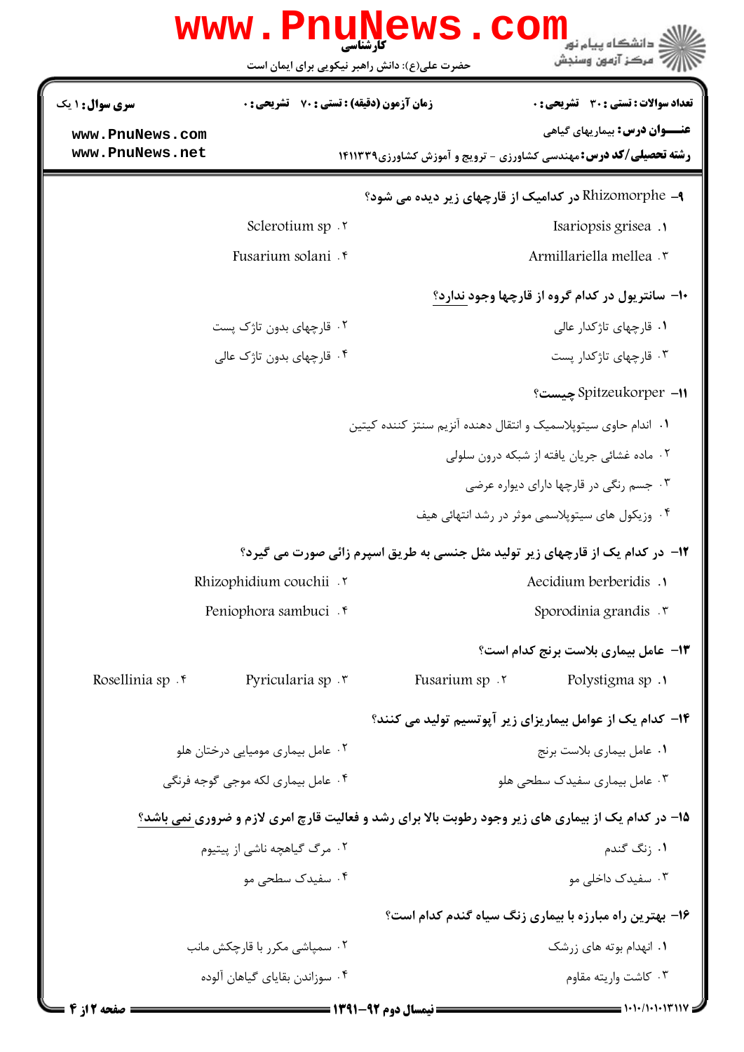۹- Rhizomorphe در کدامیک از قارچهای زیر دیده می شود؟

۱. Isariopsis grisea
۲. Sclerotium sp
۳. Armillariella mellea
۴. Fusarium solani

۱۰- سانتریول در کدام گروه از قارچها وجود ندارد؟

۱. قارچهای تاژکدار عالی
۲. قارچهای بدون تاژک پست
۳. قارچهای تاژکدار پست
۴. قارچهای بدون تاژک عالی

۱۱- Spitzeukorper چیست؟

۱. اندام حاوی سیتوپلاسمیک و انتقال دهنده آنزیم سنتز کننده کیتین
۲. ماده غشائی جریان یافته از شبکه درون سلولی
۳. جسم رنگی در قارچها دارای دیواره عرضی
۴. وزیکول های سیتوپلاسمی موثر در رشد انتهائی هیف

۱۲- در کدام یک از قارچهای زیر تولید مثل جنسی به طریق اسپرم زائی صورت می گیرد؟

۱. Aecidium berberidis
۲. Rhizophidium couchii
۳. Sporodinia grandis
۴. Peniophora sambuci

۱۳- عامل بیماری بلاست برنج کدام است؟

۱. Polystigma sp
۲. Fusarium sp
۳. Pyricularia sp
۴. Rosellinia sp

۱۴- کدام یک از عوامل بیماریزای زیر آپوتسیم تولید می کنند؟

۱. عامل بیماری بلاست برنج
۲. عامل بیماری مومیایی درختان هلو
۳. عامل بیماری سفیدک سطحی هلو
۴. عامل بیماری لکه موجی گوجه فرنگی

۱۵- در کدام یک از بیماری های زیر وجود رطوبت بالا برای رشد و فعالیت قارچ امری لازم و ضروری نمی باشد؟

۱. زنگ گندم
۲. مرگ گیاهچه ناشی از پیتیوم
۳. سفیدک داخلی مو
۴. سفیدک سطحی مو

۱۶- بهترین راه مبارزه با بیماری زنگ سیاه گندم کدام است؟

۱. انهدام بوته های زرشک
۲. سمپاشی مکرر با قارچکش مانب
۳. کاشت واریته مقاوم
۴. سوزاندن بقایای گیاهان آلوده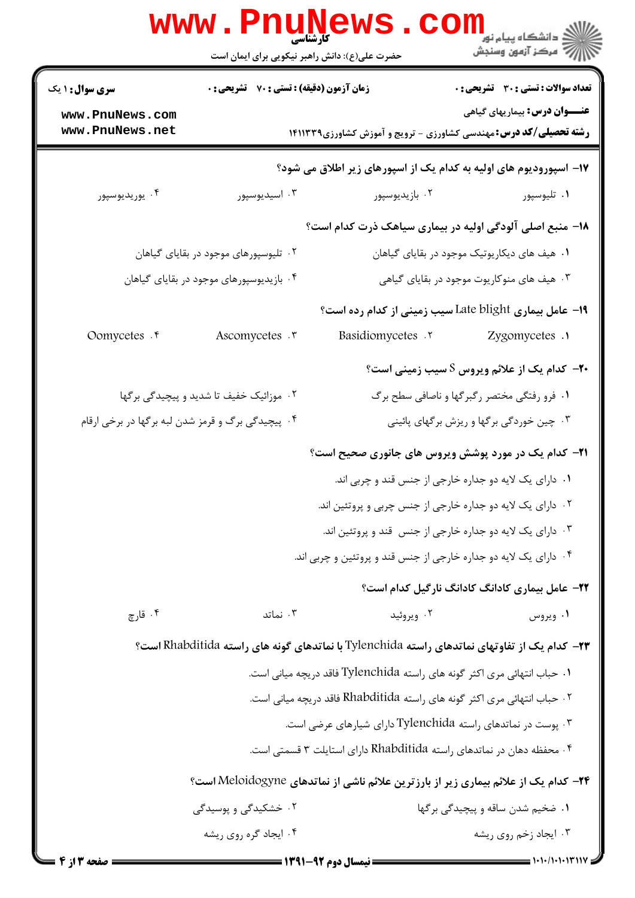**سری سوال:** ۱ یک | **زمان آزمون (دقیقه) : تستی :** ۷۰ **تشریحی :** ۰ | **تعداد سوالات : تستی :** ۳۰ **تشریحی :** ۰

**عنـــوان درس:** بیماریهای گیاهی

**رشته تحصیلی/کد درس:** مهندسی کشاورزی - ترویج و آموزش کشاورزی۱۴۱۱۳۳۹

---

**۱۷- اسپورودیوم های اولیه به کدام یک از اسپورهای زیر اطلاق می شود؟**

۱. تلیوسپور
۲. بازیدیوسپور
۳. اسیدیوسپور
۴. یوریدیوسپور

**۱۸- منبع اصلی آلودگی اولیه در بیماری سیاهک ذرت کدام است؟**

۱. هیف های دیکاریوتیک موجود در بقایای گیاهان
۲. تلیوسپورهای موجود در بقایای گیاهان
۳. هیف های منوکاریوت موجود در بقایای گیاهی
۴. بازیدیوسپورهای موجود در بقایای گیاهان

**۱۹- عامل بیماری Late blight سیب زمینی از کدام رده است؟**

۱. Zygomycetes
۲. Basidiomycetes
۳. Ascomycetes
۴. Oomycetes

**۲۰- کدام یک از علائم ویروس S سیب زمینی است؟**

۱. فرو رفتگی مختصر رگبرگها و ناصافی سطح برگ
۲. موزائیک خفیف تا شدید و پیچیدگی برگها
۳. چین خوردگی برگها و ریزش برگهای پائینی
۴. پیچیدگی برگ و قرمز شدن لبه برگها در برخی ارقام

**۲۱- کدام یک در مورد پوشش ویروس های جانوری صحیح است؟**

۱. دارای یک لایه دو جداره خارجی از جنس قند و چربی اند.
۲. دارای یک لایه دو جداره خارجی از جنس چربی و پروتئین اند.
۳. دارای یک لایه دو جداره خارجی از جنس قند و پروتئین اند.
۴. دارای یک لایه دو جداره خارجی از جنس قند و پروتئین و چربی اند.

**۲۲- عامل بیماری کادانگ کادانگ نارگیل کدام است؟**

۱. ویروس
۲. ویروئید
۳. نماتد
۴. قارچ

**۲۳- کدام یک از تفاوتهای نماتدهای راسته Tylenchida با نماتدهای گونه های راسته Rhabditida است؟**

۱. حباب انتهائی مری اکثر گونه های راسته Tylenchida فاقد دریچه میانی است.
۲. حباب انتهائی مری اکثر گونه های راسته Rhabditida فاقد دریچه میانی است.
۳. پوست در نماتدهای راسته Tylenchida دارای شیارهای عرضی است.
۴. محفظه دهان در نماتدهای راسته Rhabditida دارای استایلت ۳ قسمتی است.

**۲۴- کدام یک از علائم بیماری زیر از بارزترین علائم ناشی از نماتدهای Meloidogyne است؟**

۱. ضخیم شدن ساقه و پیچیدگی برگها
۲. خشکیدگی و پوسیدگی
۳. ایجاد زخم روی ریشه
۴. ایجاد گره روی ریشه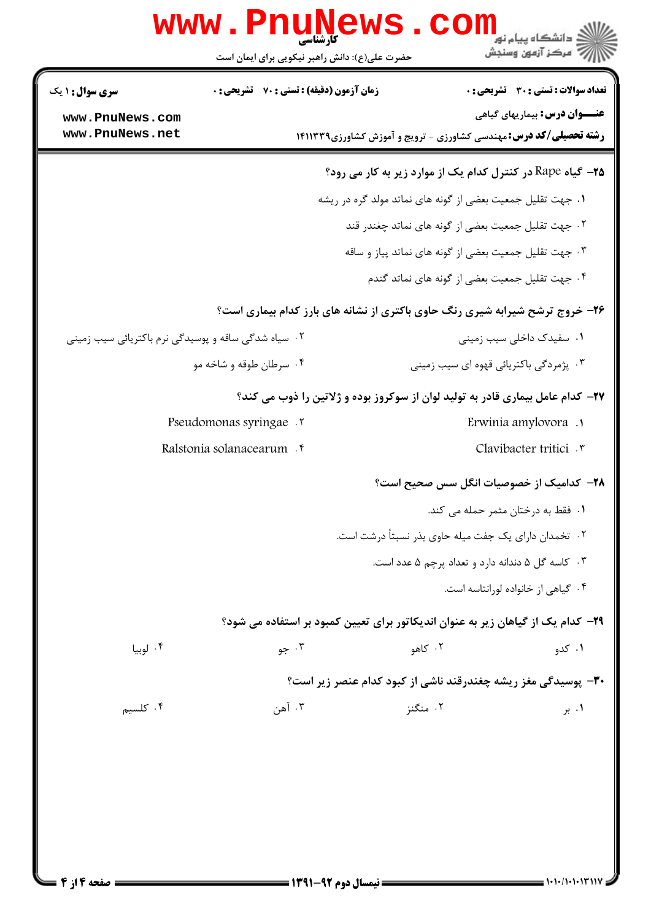**۲۵- گیاه Rape در کنترل کدام یک از موارد زیر به کار می رود؟**

۱. جهت تقلیل جمعیت بعضی از گونه های نماتد مولد گره در ریشه

۲. جهت تقلیل جمعیت بعضی از گونه های نماتد چغندر قند

۳. جهت تقلیل جمعیت بعضی از گونه های نماتد پیاز و ساقه

۴. جهت تقلیل جمعیت بعضی از گونه های نماتد گندم

**۲۶- خروج ترشح شیرابه شیری رنگ حاوی باکتری از نشانه های بارز کدام بیماری است؟**

۱. سفیدک داخلی سیب زمینی

۲. سیاه شدگی ساقه و پوسیدگی نرم باکتریائی سیب زمینی

۳. پژمردگی باکتریائی قهوه ای سیب زمینی

۴. سرطان طوقه و شاخه مو

**۲۷- کدام عامل بیماری قادر به تولید لوان از سوکروز بوده و ژلاتین را ذوب می کند؟**

۱. Erwinia amylovora

۲. Pseudomonas syringae

۳. Clavibacter tritici

۴. Ralstonia solanacearum

**۲۸- کدامیک از خصوصیات انگل سس صحیح است؟**

۱. فقط به درختان مثمر حمله می کند.

۲. تخمدان دارای یک جفت میله حاوی بذر نسبتاً درشت است.

۳. کاسه گل ۵ دندانه دارد و تعداد پرچم ۵ عدد است.

۴. گیاهی از خانواده لورانتاسه است.

**۲۹- کدام یک از گیاهان زیر به عنوان اندیکاتور برای تعیین کمبود بر استفاده می شود؟**

۱. کدو

۲. کاهو

۳. جو

۴. لوبیا

**۳۰- پوسیدگی مغز ریشه چغندرقند ناشی از کبود کدام عنصر زیر است؟**

۱. بر

۲. منگنز

۳. آهن

۴. کلسیم